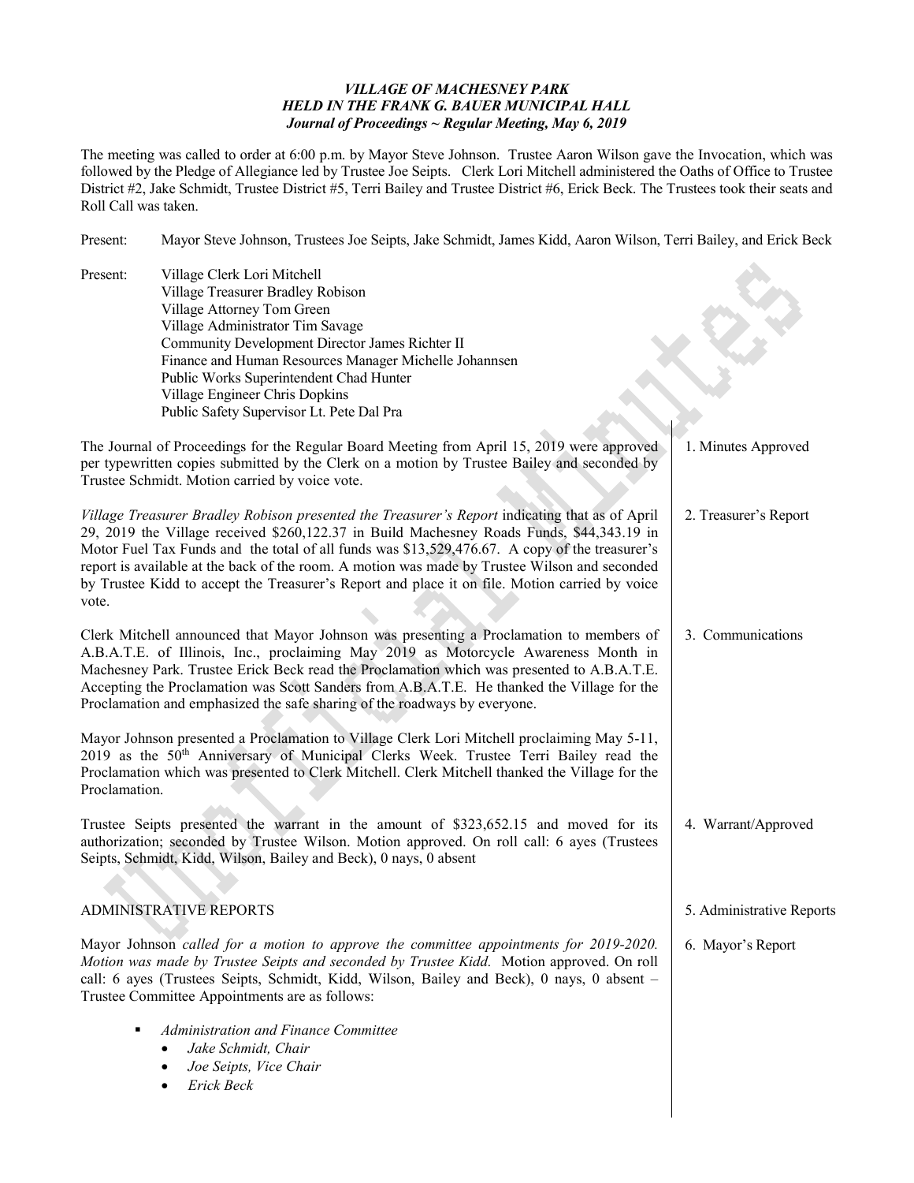***VILLAGE OF MACHESNEY PARK***
***HELD IN THE FRANK G. BAUER MUNICIPAL HALL***
***Journal of Proceedings ~ Regular Meeting, May 6, 2019***

The meeting was called to order at 6:00 p.m. by Mayor Steve Johnson. Trustee Aaron Wilson gave the Invocation, which was followed by the Pledge of Allegiance led by Trustee Joe Seipts. Clerk Lori Mitchell administered the Oaths of Office to Trustee District #2, Jake Schmidt, Trustee District #5, Terri Bailey and Trustee District #6, Erick Beck. The Trustees took their seats and Roll Call was taken.

Present: Mayor Steve Johnson, Trustees Joe Seipts, Jake Schmidt, James Kidd, Aaron Wilson, Terri Bailey, and Erick Beck

Present: Village Clerk Lori Mitchell
Village Treasurer Bradley Robison
Village Attorney Tom Green
Village Administrator Tim Savage
Community Development Director James Richter II
Finance and Human Resources Manager Michelle Johannsen
Public Works Superintendent Chad Hunter
Village Engineer Chris Dopkins
Public Safety Supervisor Lt. Pete Dal Pra

**1. Minutes Approved**

The Journal of Proceedings for the Regular Board Meeting from April 15, 2019 were approved per typewritten copies submitted by the Clerk on a motion by Trustee Bailey and seconded by Trustee Schmidt. Motion carried by voice vote.

**2. Treasurer's Report**

*Village Treasurer Bradley Robison presented the Treasurer's Report* indicating that as of April 29, 2019 the Village received $260,122.37 in Build Machesney Roads Funds, $44,343.19 in Motor Fuel Tax Funds and the total of all funds was $13,529,476.67. A copy of the treasurer's report is available at the back of the room. A motion was made by Trustee Wilson and seconded by Trustee Kidd to accept the Treasurer's Report and place it on file. Motion carried by voice vote.

**3. Communications**

Clerk Mitchell announced that Mayor Johnson was presenting a Proclamation to members of A.B.A.T.E. of Illinois, Inc., proclaiming May 2019 as Motorcycle Awareness Month in Machesney Park. Trustee Erick Beck read the Proclamation which was presented to A.B.A.T.E. Accepting the Proclamation was Scott Sanders from A.B.A.T.E. He thanked the Village for the Proclamation and emphasized the safe sharing of the roadways by everyone.

Mayor Johnson presented a Proclamation to Village Clerk Lori Mitchell proclaiming May 5-11, 2019 as the 50th Anniversary of Municipal Clerks Week. Trustee Terri Bailey read the Proclamation which was presented to Clerk Mitchell. Clerk Mitchell thanked the Village for the Proclamation.

**4. Warrant/Approved**

Trustee Seipts presented the warrant in the amount of $323,652.15 and moved for its authorization; seconded by Trustee Wilson. Motion approved. On roll call: 6 ayes (Trustees Seipts, Schmidt, Kidd, Wilson, Bailey and Beck), 0 nays, 0 absent

**5. Administrative Reports**

ADMINISTRATIVE REPORTS

**6. Mayor's Report**

Mayor Johnson *called for a motion to approve the committee appointments for 2019-2020. Motion was made by Trustee Seipts and seconded by Trustee Kidd.* Motion approved. On roll call: 6 ayes (Trustees Seipts, Schmidt, Kidd, Wilson, Bailey and Beck), 0 nays, 0 absent – Trustee Committee Appointments are as follows:

- *Administration and Finance Committee*
  - *Jake Schmidt, Chair*
  - *Joe Seipts, Vice Chair*
  - *Erick Beck*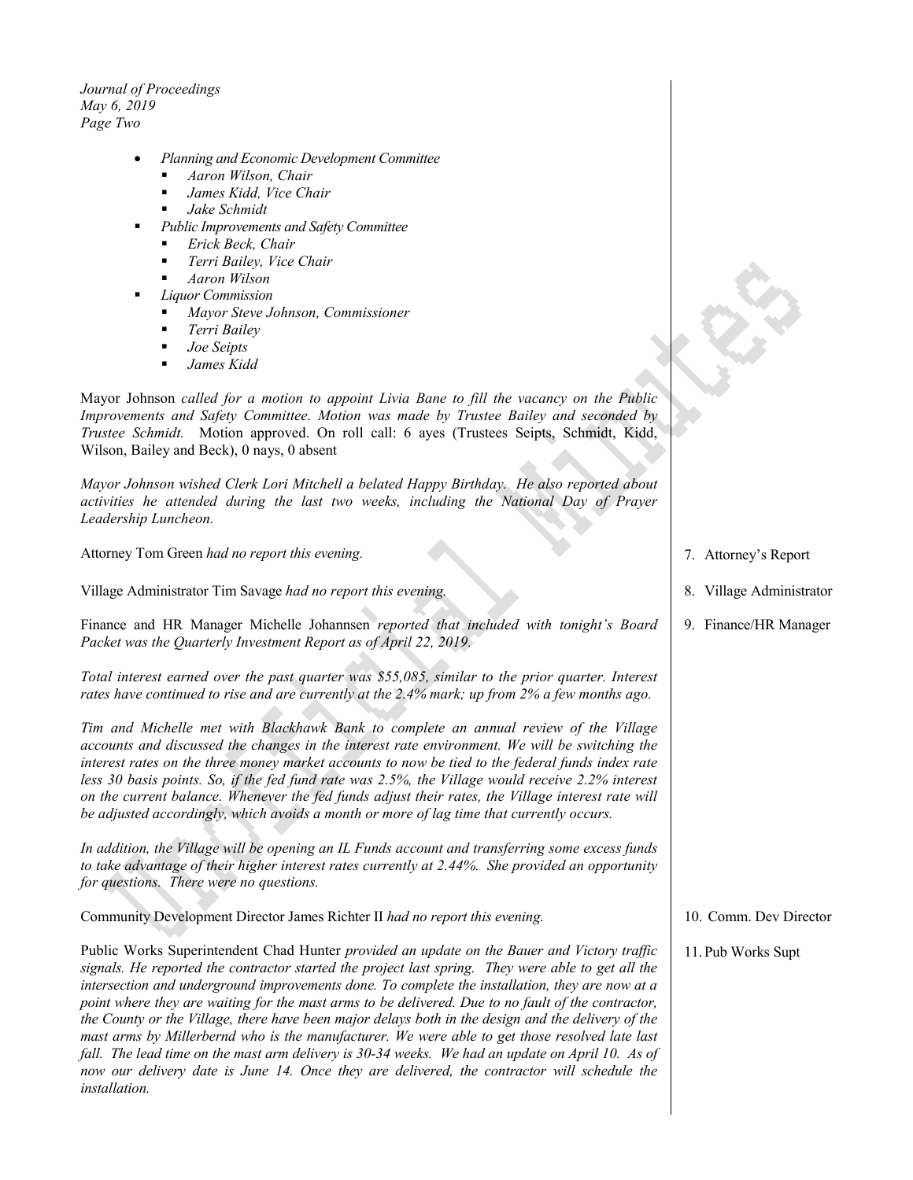- *Planning and Economic Development Committee*
  - *Aaron Wilson, Chair*
  - *James Kidd, Vice Chair*
  - *Jake Schmidt*
- *Public Improvements and Safety Committee*
  - *Erick Beck, Chair*
  - *Terri Bailey, Vice Chair*
  - *Aaron Wilson*
- *Liquor Commission*
  - *Mayor Steve Johnson, Commissioner*
  - *Terri Bailey*
  - *Joe Seipts*
  - *James Kidd*

Mayor Johnson *called for a motion to appoint Livia Bane to fill the vacancy on the Public Improvements and Safety Committee. Motion was made by Trustee Bailey and seconded by Trustee Schmidt.* Motion approved. On roll call: 6 ayes (Trustees Seipts, Schmidt, Kidd, Wilson, Bailey and Beck), 0 nays, 0 absent

*Mayor Johnson wished Clerk Lori Mitchell a belated Happy Birthday. He also reported about activities he attended during the last two weeks, including the National Day of Prayer Leadership Luncheon.*

**7. Attorney's Report**

Attorney Tom Green *had no report this evening.*

**8. Village Administrator**

Village Administrator Tim Savage *had no report this evening.*

**9. Finance/HR Manager**

Finance and HR Manager Michelle Johannsen *reported that included with tonight's Board Packet was the Quarterly Investment Report as of April 22, 2019.*

*Total interest earned over the past quarter was $55,085, similar to the prior quarter. Interest rates have continued to rise and are currently at the 2.4% mark; up from 2% a few months ago.*

*Tim and Michelle met with Blackhawk Bank to complete an annual review of the Village accounts and discussed the changes in the interest rate environment. We will be switching the interest rates on the three money market accounts to now be tied to the federal funds index rate less 30 basis points. So, if the fed fund rate was 2.5%, the Village would receive 2.2% interest on the current balance. Whenever the fed funds adjust their rates, the Village interest rate will be adjusted accordingly, which avoids a month or more of lag time that currently occurs.*

*In addition, the Village will be opening an IL Funds account and transferring some excess funds to take advantage of their higher interest rates currently at 2.44%. She provided an opportunity for questions. There were no questions.*

**10. Comm. Dev Director**

Community Development Director James Richter II *had no report this evening.*

**11. Pub Works Supt**

Public Works Superintendent Chad Hunter *provided an update on the Bauer and Victory traffic signals. He reported the contractor started the project last spring. They were able to get all the intersection and underground improvements done. To complete the installation, they are now at a point where they are waiting for the mast arms to be delivered. Due to no fault of the contractor, the County or the Village, there have been major delays both in the design and the delivery of the mast arms by Millerbernd who is the manufacturer. We were able to get those resolved late last fall. The lead time on the mast arm delivery is 30-34 weeks. We had an update on April 10. As of now our delivery date is June 14. Once they are delivered, the contractor will schedule the installation.*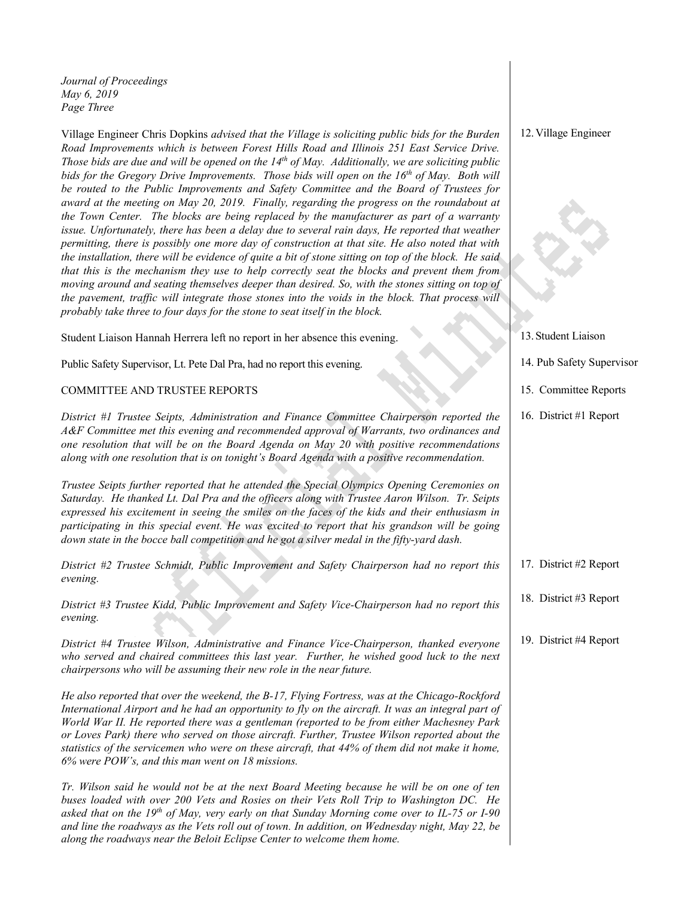Village Engineer Chris Dopkins *advised that the Village is soliciting public bids for the Burden Road Improvements which is between Forest Hills Road and Illinois 251 East Service Drive. Those bids are due and will be opened on the 14th of May. Additionally, we are soliciting public bids for the Gregory Drive Improvements. Those bids will open on the 16th of May. Both will be routed to the Public Improvements and Safety Committee and the Board of Trustees for award at the meeting on May 20, 2019. Finally, regarding the progress on the roundabout at the Town Center. The blocks are being replaced by the manufacturer as part of a warranty issue. Unfortunately, there has been a delay due to several rain days, He reported that weather permitting, there is possibly one more day of construction at that site. He also noted that with the installation, there will be evidence of quite a bit of stone sitting on top of the block. He said that this is the mechanism they use to help correctly seat the blocks and prevent them from moving around and seating themselves deeper than desired. So, with the stones sitting on top of the pavement, traffic will integrate those stones into the voids in the block. That process will probably take three to four days for the stone to seat itself in the block.*

12. Village Engineer

Student Liaison Hannah Herrera left no report in her absence this evening.

13. Student Liaison

Public Safety Supervisor, Lt. Pete Dal Pra, had no report this evening.

14. Pub Safety Supervisor

COMMITTEE AND TRUSTEE REPORTS

15. Committee Reports

*District #1 Trustee Seipts, Administration and Finance Committee Chairperson reported the A&F Committee met this evening and recommended approval of Warrants, two ordinances and one resolution that will be on the Board Agenda on May 20 with positive recommendations along with one resolution that is on tonight's Board Agenda with a positive recommendation.*

16. District #1 Report

*Trustee Seipts further reported that he attended the Special Olympics Opening Ceremonies on Saturday. He thanked Lt. Dal Pra and the officers along with Trustee Aaron Wilson. Tr. Seipts expressed his excitement in seeing the smiles on the faces of the kids and their enthusiasm in participating in this special event. He was excited to report that his grandson will be going down state in the bocce ball competition and he got a silver medal in the fifty-yard dash.*

*District #2 Trustee Schmidt, Public Improvement and Safety Chairperson had no report this evening.*

17. District #2 Report

*District #3 Trustee Kidd, Public Improvement and Safety Vice-Chairperson had no report this evening.*

18. District #3 Report

*District #4 Trustee Wilson, Administrative and Finance Vice-Chairperson, thanked everyone who served and chaired committees this last year. Further, he wished good luck to the next chairpersons who will be assuming their new role in the near future.*

19. District #4 Report

*He also reported that over the weekend, the B-17, Flying Fortress, was at the Chicago-Rockford International Airport and he had an opportunity to fly on the aircraft. It was an integral part of World War II. He reported there was a gentleman (reported to be from either Machesney Park or Loves Park) there who served on those aircraft. Further, Trustee Wilson reported about the statistics of the servicemen who were on these aircraft, that 44% of them did not make it home, 6% were POW's, and this man went on 18 missions.*

*Tr. Wilson said he would not be at the next Board Meeting because he will be on one of ten buses loaded with over 200 Vets and Rosies on their Vets Roll Trip to Washington DC. He asked that on the 19th of May, very early on that Sunday Morning come over to IL-75 or I-90 and line the roadways as the Vets roll out of town. In addition, on Wednesday night, May 22, be along the roadways near the Beloit Eclipse Center to welcome them home.*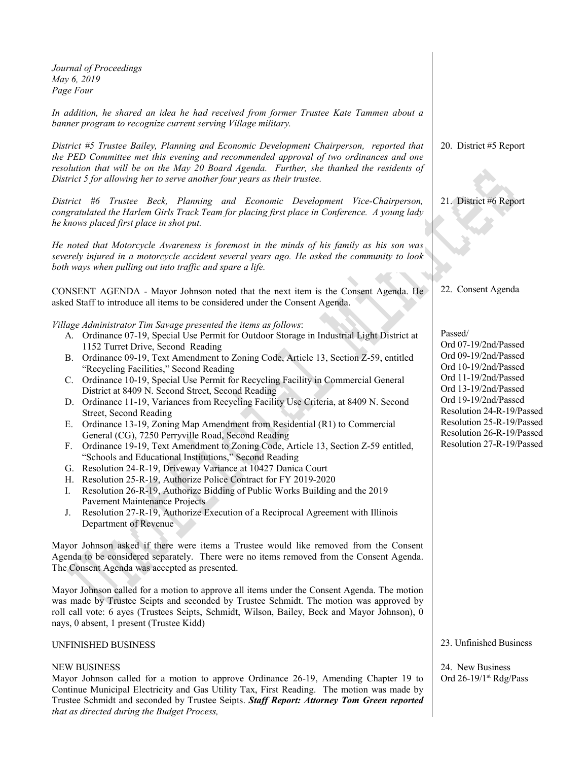In addition, he shared an idea he had received from former Trustee Kate Tammen about a banner program to recognize current serving Village military.

*District #5 Trustee Bailey, Planning and Economic Development Chairperson, reported that the PED Committee met this evening and recommended approval of two ordinances and one resolution that will be on the May 20 Board Agenda. Further, she thanked the residents of District 5 for allowing her to serve another four years as their trustee.*

20. District #5 Report

*District #6 Trustee Beck, Planning and Economic Development Vice-Chairperson, congratulated the Harlem Girls Track Team for placing first place in Conference. A young lady he knows placed first place in shot put.*

21. District #6 Report

*He noted that Motorcycle Awareness is foremost in the minds of his family as his son was severely injured in a motorcycle accident several years ago. He asked the community to look both ways when pulling out into traffic and spare a life.*

CONSENT AGENDA - Mayor Johnson noted that the next item is the Consent Agenda. He asked Staff to introduce all items to be considered under the Consent Agenda.

22. Consent Agenda

*Village Administrator Tim Savage presented the items as follows*:

A. Ordinance 07-19, Special Use Permit for Outdoor Storage in Industrial Light District at 1152 Turret Drive, Second Reading
B. Ordinance 09-19, Text Amendment to Zoning Code, Article 13, Section Z-59, entitled "Recycling Facilities," Second Reading
C. Ordinance 10-19, Special Use Permit for Recycling Facility in Commercial General District at 8409 N. Second Street, Second Reading
D. Ordinance 11-19, Variances from Recycling Facility Use Criteria, at 8409 N. Second Street, Second Reading
E. Ordinance 13-19, Zoning Map Amendment from Residential (R1) to Commercial General (CG), 7250 Perryville Road, Second Reading
F. Ordinance 19-19, Text Amendment to Zoning Code, Article 13, Section Z-59 entitled, "Schools and Educational Institutions," Second Reading
G. Resolution 24-R-19, Driveway Variance at 10427 Danica Court
H. Resolution 25-R-19, Authorize Police Contract for FY 2019-2020
I. Resolution 26-R-19, Authorize Bidding of Public Works Building and the 2019 Pavement Maintenance Projects
J. Resolution 27-R-19, Authorize Execution of a Reciprocal Agreement with Illinois Department of Revenue

Passed/
Ord 07-19/2nd/Passed
Ord 09-19/2nd/Passed
Ord 10-19/2nd/Passed
Ord 11-19/2nd/Passed
Ord 13-19/2nd/Passed
Ord 19-19/2nd/Passed
Resolution 24-R-19/Passed
Resolution 25-R-19/Passed
Resolution 26-R-19/Passed
Resolution 27-R-19/Passed

Mayor Johnson asked if there were items a Trustee would like removed from the Consent Agenda to be considered separately. There were no items removed from the Consent Agenda. The Consent Agenda was accepted as presented.

Mayor Johnson called for a motion to approve all items under the Consent Agenda. The motion was made by Trustee Seipts and seconded by Trustee Schmidt. The motion was approved by roll call vote: 6 ayes (Trustees Seipts, Schmidt, Wilson, Bailey, Beck and Mayor Johnson), 0 nays, 0 absent, 1 present (Trustee Kidd)

UNFINISHED BUSINESS

23. Unfinished Business

NEW BUSINESS

Mayor Johnson called for a motion to approve Ordinance 26-19, Amending Chapter 19 to Continue Municipal Electricity and Gas Utility Tax, First Reading. The motion was made by Trustee Schmidt and seconded by Trustee Seipts. ***Staff Report: Attorney Tom Green reported that as directed during the Budget Process,***

24. New Business
Ord 26-19/1st Rdg/Pass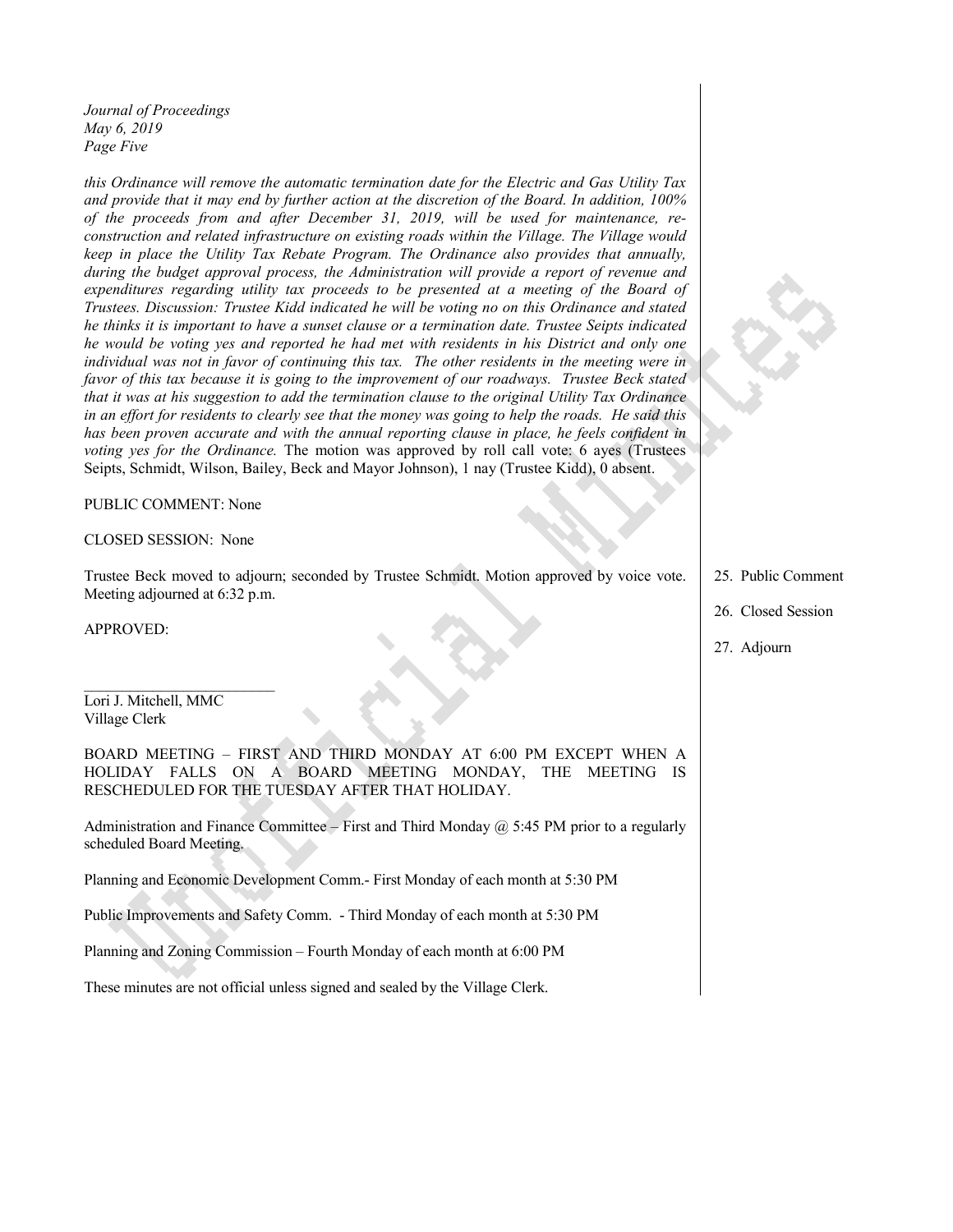*this Ordinance will remove the automatic termination date for the Electric and Gas Utility Tax and provide that it may end by further action at the discretion of the Board. In addition, 100% of the proceeds from and after December 31, 2019, will be used for maintenance, re-construction and related infrastructure on existing roads within the Village. The Village would keep in place the Utility Tax Rebate Program. The Ordinance also provides that annually, during the budget approval process, the Administration will provide a report of revenue and expenditures regarding utility tax proceeds to be presented at a meeting of the Board of Trustees. Discussion: Trustee Kidd indicated he will be voting no on this Ordinance and stated he thinks it is important to have a sunset clause or a termination date. Trustee Seipts indicated he would be voting yes and reported he had met with residents in his District and only one individual was not in favor of continuing this tax. The other residents in the meeting were in favor of this tax because it is going to the improvement of our roadways. Trustee Beck stated that it was at his suggestion to add the termination clause to the original Utility Tax Ordinance in an effort for residents to clearly see that the money was going to help the roads. He said this has been proven accurate and with the annual reporting clause in place, he feels confident in voting yes for the Ordinance.* The motion was approved by roll call vote: 6 ayes (Trustees Seipts, Schmidt, Wilson, Bailey, Beck and Mayor Johnson), 1 nay (Trustee Kidd), 0 absent.

25. Public Comment

PUBLIC COMMENT: None

26. Closed Session

CLOSED SESSION: None

27. Adjourn

Trustee Beck moved to adjourn; seconded by Trustee Schmidt. Motion approved by voice vote. Meeting adjourned at 6:32 p.m.

APPROVED:

\_\_\_\_\_\_\_\_\_\_\_\_\_\_\_\_\_\_\_\_\_\_\_\_\_\_

Lori J. Mitchell, MMC
Village Clerk

BOARD MEETING – FIRST AND THIRD MONDAY AT 6:00 PM EXCEPT WHEN A HOLIDAY FALLS ON A BOARD MEETING MONDAY, THE MEETING IS RESCHEDULED FOR THE TUESDAY AFTER THAT HOLIDAY.

Administration and Finance Committee – First and Third Monday @ 5:45 PM prior to a regularly scheduled Board Meeting.

Planning and Economic Development Comm.- First Monday of each month at 5:30 PM

Public Improvements and Safety Comm. - Third Monday of each month at 5:30 PM

Planning and Zoning Commission – Fourth Monday of each month at 6:00 PM

These minutes are not official unless signed and sealed by the Village Clerk.